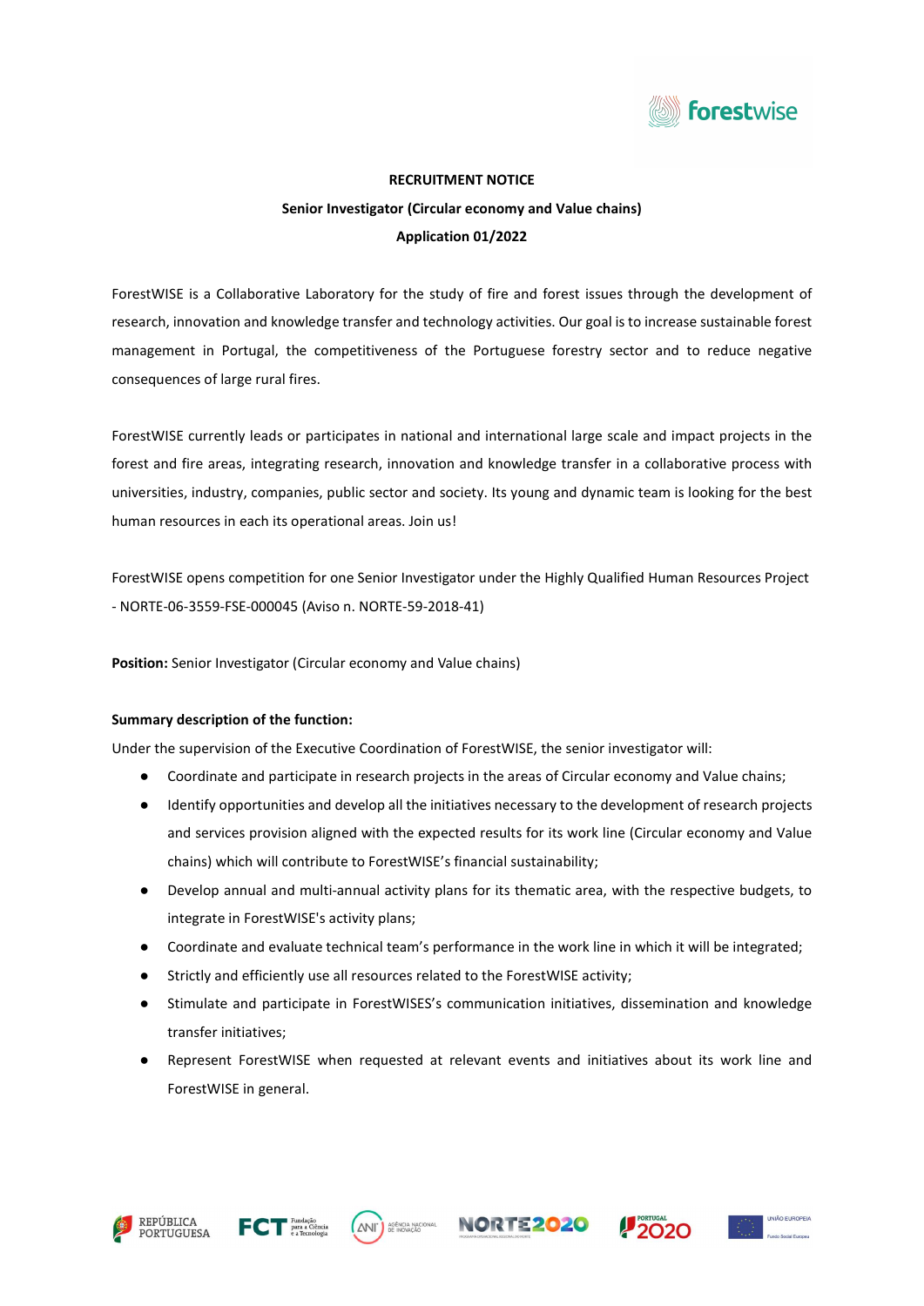**RECRUITMENT NOTICE**

**Senior Investigator (Circular economy and Value chains)**

**Application 01/2022**

ForestWISE is a Collaborative Laboratory for the study of fire and forest issues through the development of research, innovation and knowledge transfer and technology activities. Our goal is to increase sustainable forest management in Portugal, the competitiveness of the Portuguese forestry sector and to reduce negative consequences of large rural fires.

ForestWISE currently leads or participates in national and international large scale and impact projects in the forest and fire areas, integrating research, innovation and knowledge transfer in a collaborative process with universities, industry, companies, public sector and society. Its young and dynamic team is looking for the best human resources in each its operational areas. Join us!

ForestWISE opens competition for one Senior Investigator under the Highly Qualified Human Resources Project - NORTE-06-3559-FSE-000045 (Aviso n. NORTE-59-2018-41)

**Position:** Senior Investigator (Circular economy and Value chains)

**Summary description of the function:**

Under the supervision of the Executive Coordination of ForestWISE, the senior investigator will:

- Coordinate and participate in research projects in the areas of Circular economy and Value chains;
- Identify opportunities and develop all the initiatives necessary to the development of research projects and services provision aligned with the expected results for its work line (Circular economy and Value chains) which will contribute to ForestWISE's financial sustainability;
- Develop annual and multi-annual activity plans for its thematic area, with the respective budgets, to integrate in ForestWISE's activity plans;
- Coordinate and evaluate technical team's performance in the work line in which it will be integrated;
- Strictly and efficiently use all resources related to the ForestWISE activity;
- Stimulate and participate in ForestWISES's communication initiatives, dissemination and knowledge transfer initiatives;
- Represent ForestWISE when requested at relevant events and initiatives about its work line and ForestWISE in general.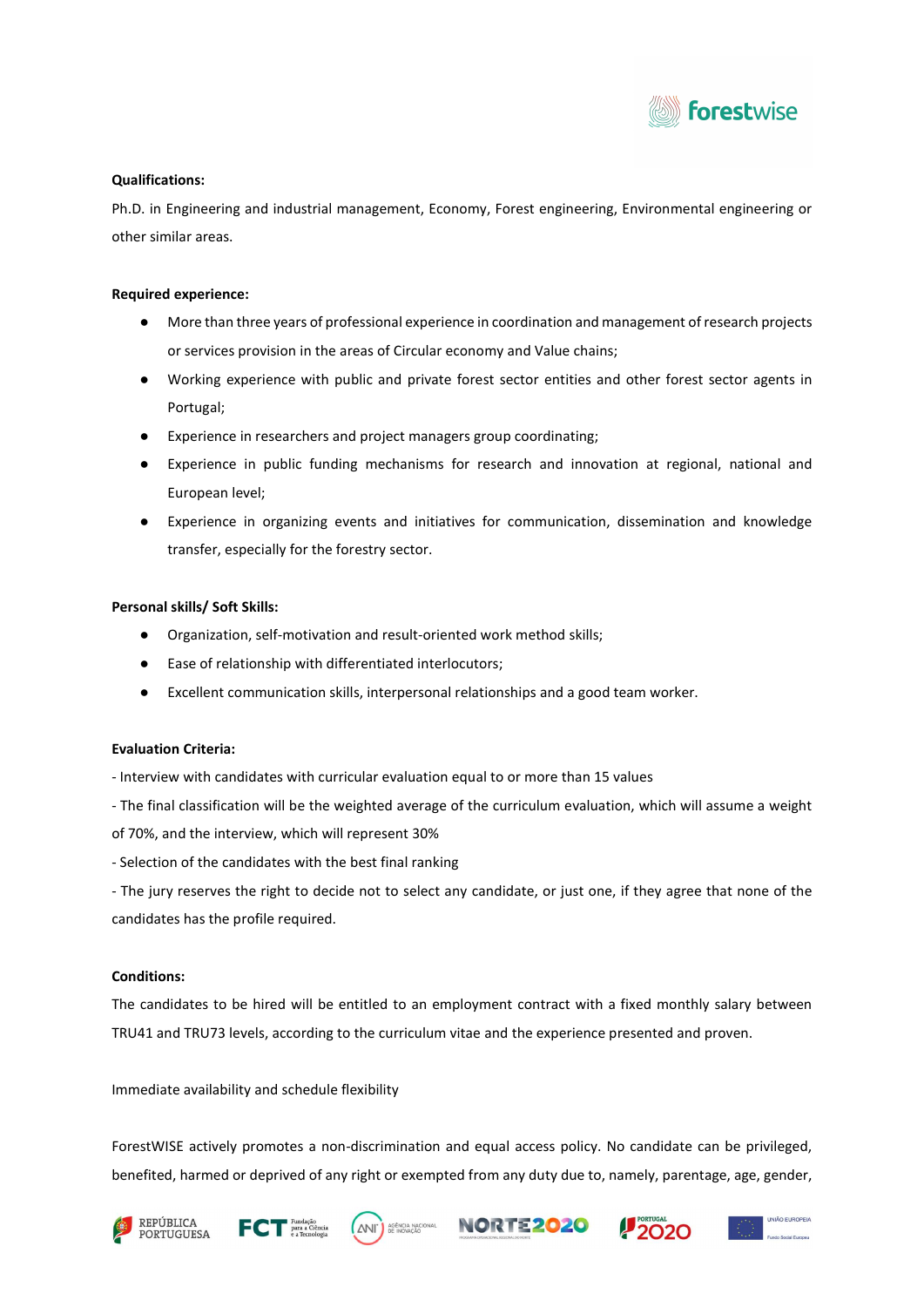**Qualifications:**

Ph.D. in Engineering and industrial management, Economy, Forest engineering, Environmental engineering or other similar areas.

**Required experience:**

- More than three years of professional experience in coordination and management of research projects or services provision in the areas of Circular economy and Value chains;
- Working experience with public and private forest sector entities and other forest sector agents in Portugal;
- Experience in researchers and project managers group coordinating;
- Experience in public funding mechanisms for research and innovation at regional, national and European level;
- Experience in organizing events and initiatives for communication, dissemination and knowledge transfer, especially for the forestry sector.

**Personal skills/ Soft Skills:**

- Organization, self-motivation and result-oriented work method skills;
- Ease of relationship with differentiated interlocutors;
- Excellent communication skills, interpersonal relationships and a good team worker.

**Evaluation Criteria:**

- Interview with candidates with curricular evaluation equal to or more than 15 values

- The final classification will be the weighted average of the curriculum evaluation, which will assume a weight of 70%, and the interview, which will represent 30%

- Selection of the candidates with the best final ranking

- The jury reserves the right to decide not to select any candidate, or just one, if they agree that none of the candidates has the profile required.

**Conditions:**

The candidates to be hired will be entitled to an employment contract with a fixed monthly salary between TRU41 and TRU73 levels, according to the curriculum vitae and the experience presented and proven.

Immediate availability and schedule flexibility

ForestWISE actively promotes a non-discrimination and equal access policy. No candidate can be privileged, benefited, harmed or deprived of any right or exempted from any duty due to, namely, parentage, age, gender,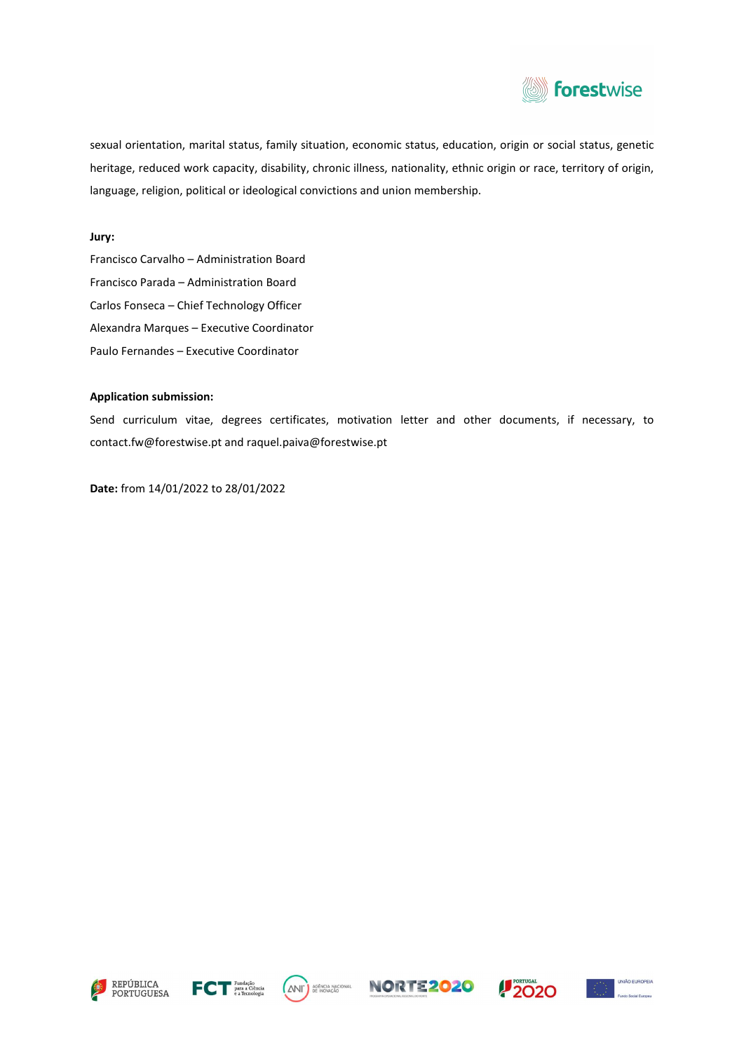sexual orientation, marital status, family situation, economic status, education, origin or social status, genetic heritage, reduced work capacity, disability, chronic illness, nationality, ethnic origin or race, territory of origin, language, religion, political or ideological convictions and union membership.

**Jury:**

Francisco Carvalho – Administration Board

Francisco Parada – Administration Board

Carlos Fonseca – Chief Technology Officer

Alexandra Marques – Executive Coordinator

Paulo Fernandes – Executive Coordinator

**Application submission:**

Send curriculum vitae, degrees certificates, motivation letter and other documents, if necessary, to contact.fw@forestwise.pt and raquel.paiva@forestwise.pt

**Date:** from 14/01/2022 to 28/01/2022